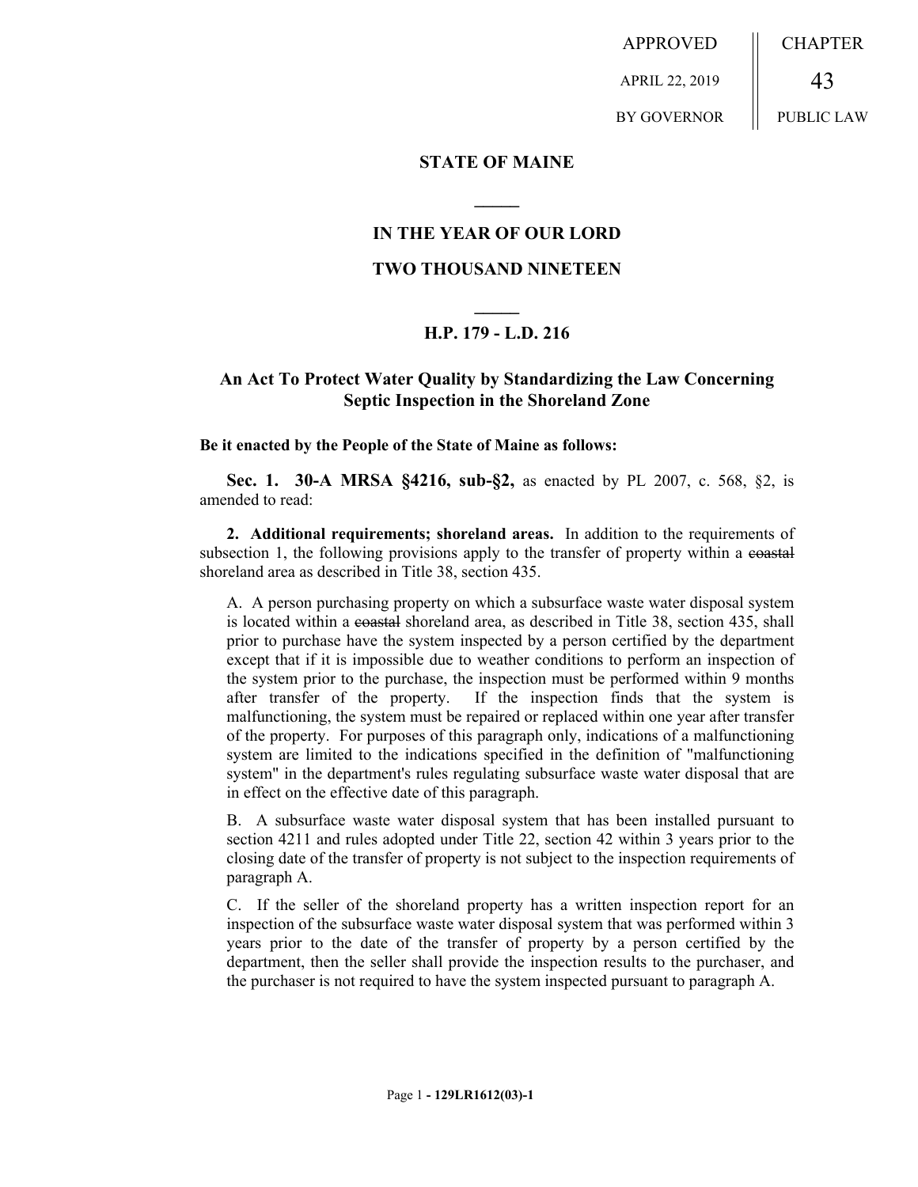APPROVED

APRIL 22, 2019

BY GOVERNOR

CHAPTER

43

PUBLIC LAW

## STATE OF MAINE

## IN THE YEAR OF OUR LORD

## TWO THOUSAND NINETEEN

## H.P. 179 - L.D. 216

## An Act To Protect Water Quality by Standardizing the Law Concerning Septic Inspection in the Shoreland Zone

**Be it enacted by the People of the State of Maine as follows:**

**Sec. 1. 30-A MRSA §4216, sub-§2,** as enacted by PL 2007, c. 568, §2, is amended to read:

**2. Additional requirements; shoreland areas.** In addition to the requirements of subsection 1, the following provisions apply to the transfer of property within a ~~coastal~~ shoreland area as described in Title 38, section 435.

A. A person purchasing property on which a subsurface waste water disposal system is located within a ~~coastal~~ shoreland area, as described in Title 38, section 435, shall prior to purchase have the system inspected by a person certified by the department except that if it is impossible due to weather conditions to perform an inspection of the system prior to the purchase, the inspection must be performed within 9 months after transfer of the property. If the inspection finds that the system is malfunctioning, the system must be repaired or replaced within one year after transfer of the property. For purposes of this paragraph only, indications of a malfunctioning system are limited to the indications specified in the definition of "malfunctioning system" in the department's rules regulating subsurface waste water disposal that are in effect on the effective date of this paragraph.

B. A subsurface waste water disposal system that has been installed pursuant to section 4211 and rules adopted under Title 22, section 42 within 3 years prior to the closing date of the transfer of property is not subject to the inspection requirements of paragraph A.

C. If the seller of the shoreland property has a written inspection report for an inspection of the subsurface waste water disposal system that was performed within 3 years prior to the date of the transfer of property by a person certified by the department, then the seller shall provide the inspection results to the purchaser, and the purchaser is not required to have the system inspected pursuant to paragraph A.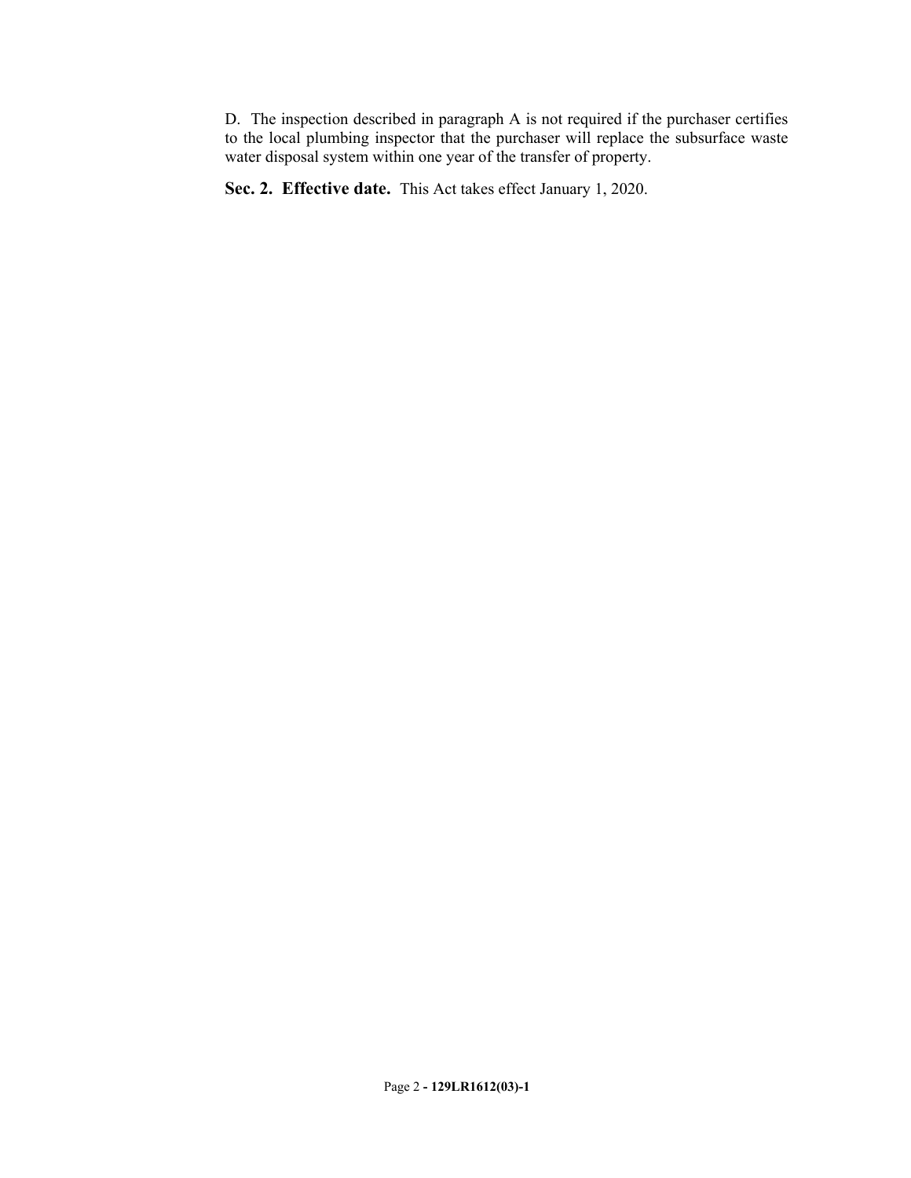D. The inspection described in paragraph A is not required if the purchaser certifies to the local plumbing inspector that the purchaser will replace the subsurface waste water disposal system within one year of the transfer of property.

**Sec. 2. Effective date.** This Act takes effect January 1, 2020.